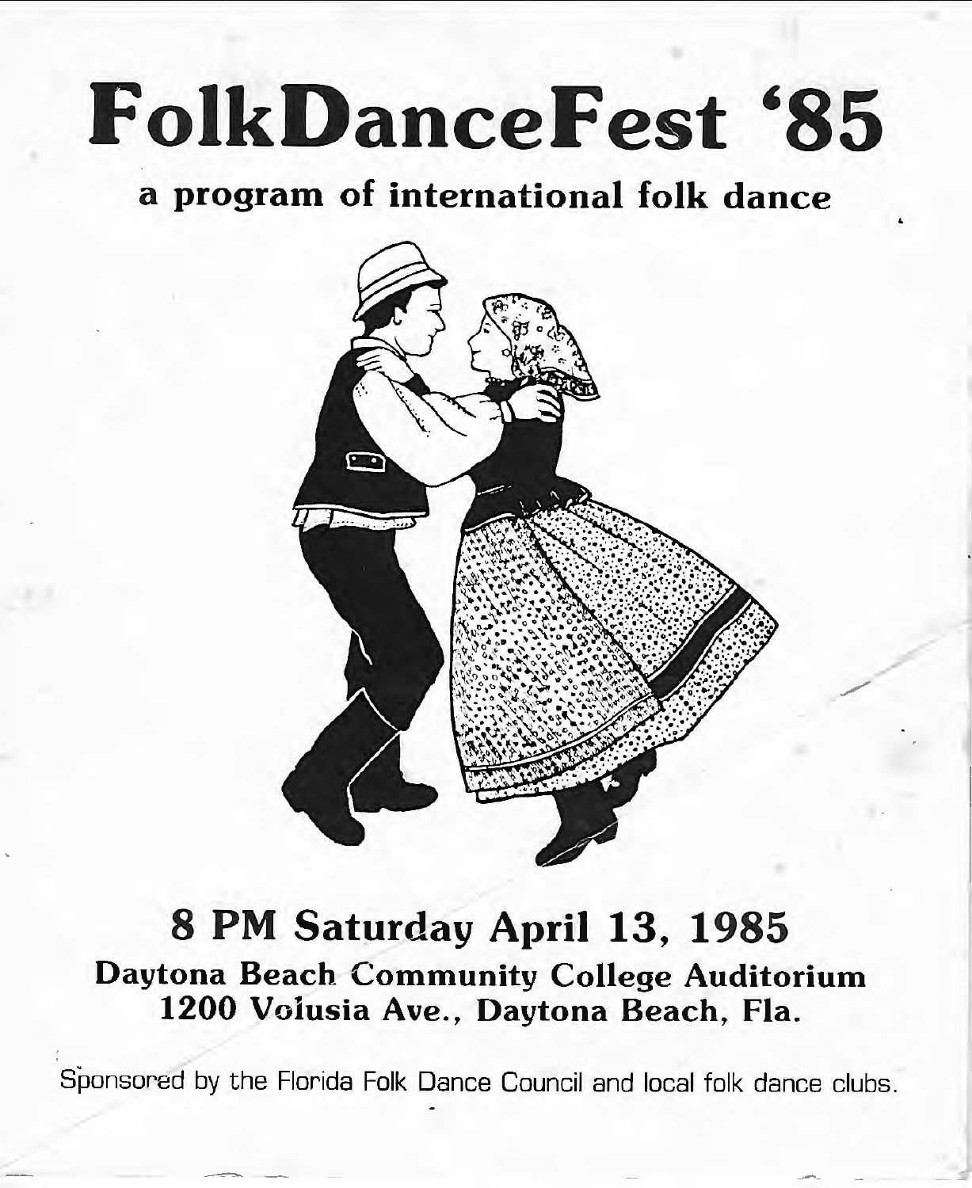# FolkDanceFest '85

## a program of international folk dance

## 8 PM Saturday April 13, 1985

### Daytona Beach Community College Auditorium
### 1200 Volusia Ave., Daytona Beach, Fla.

Sponsored by the Florida Folk Dance Council and local folk dance clubs.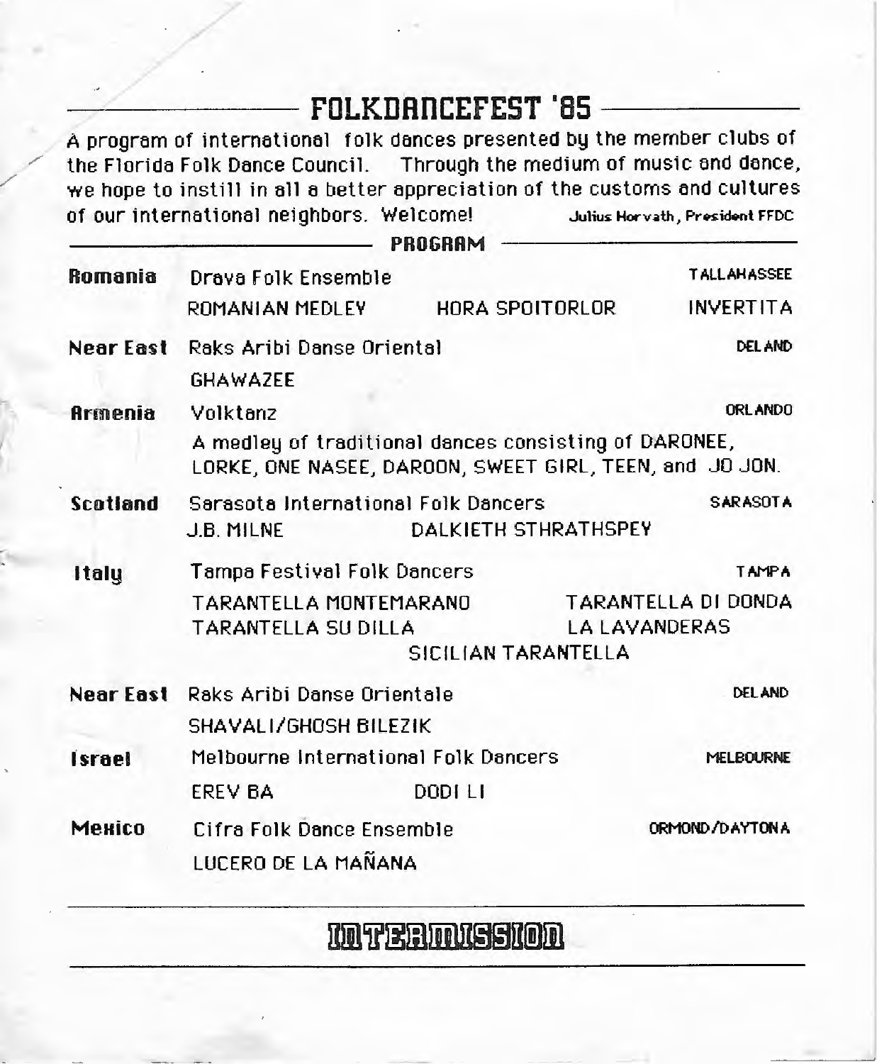# FOLKDANCEFEST '85

A program of international folk dances presented by the member clubs of the Florida Folk Dance Council. Through the medium of music and dance, we hope to instill in all a better appreciation of the customs and cultures of our international neighbors. Welcome!

Julius Horvath, President FFDC

## PROGRAM

**Romania** — Drava Folk Ensemble — TALLAHASSEE
ROMANIAN MEDLEY — HORA SPOITORLOR — INVERTITA

**Near East** — Raks Aribi Danse Oriental — DELAND
GHAWAZEE

**Armenia** — Volktanz — ORLANDO
A medley of traditional dances consisting of DARONEE, LORKE, ONE NASEE, DAROON, SWEET GIRL, TEEN, and JO JON.

**Scotland** — Sarasota International Folk Dancers — SARASOTA
J.B. MILNE — DALKIETH STHRATHSPEY

**Italy** — Tampa Festival Folk Dancers — TAMPA
TARANTELLA MONTEMARANO — TARANTELLA DI DONDA
TARANTELLA SU DILLA — LA LAVANDERAS
SICILIAN TARANTELLA

**Near East** — Raks Aribi Danse Orientale — DELAND
SHAVALI/GHOSH BILEZIK

**Israel** — Melbourne International Folk Dancers — MELBOURNE
EREV BA — DODI LI

**Mexico** — Cifra Folk Dance Ensemble — ORMOND/DAYTONA
LUCERO DE LA MAÑANA

## INTERMISSION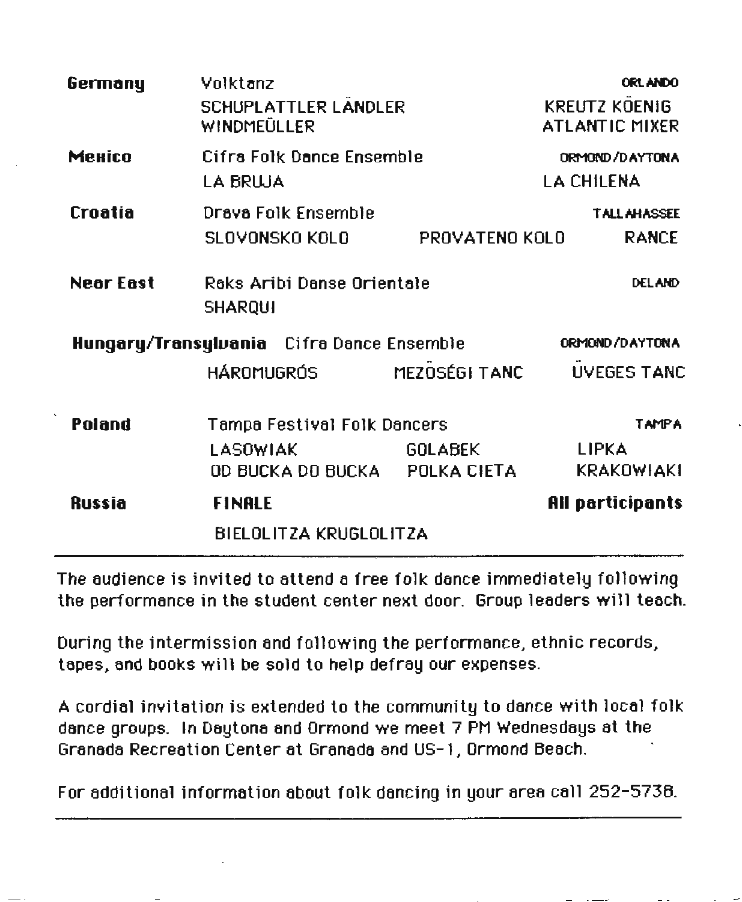| | | |
|---|---|---|
| **Germany** | Volktanz | ORLANDO |
| | SCHUPLATTLER LÄNDLER<br>WINDMEÜLLER | KREUTZ KÖENIG<br>ATLANTIC MIXER |
| **Mexico** | Cifra Folk Dance Ensemble | ORMOND/DAYTONA |
| | LA BRUJA | LA CHILENA |
| **Croatia** | Drava Folk Ensemble | TALLAHASSEE |
| | SLOVONSKO KOLO &nbsp;&nbsp; PROVATENO KOLO | RANCE |
| **Near East** | Raks Aribi Danse Orientale | DELAND |
| | SHARQUI | |
| **Hungary/Transylvania** | Cifra Dance Ensemble | ORMOND/DAYTONA |
| | HÁROMUGRÓS &nbsp;&nbsp; MEZŐSÉGI TANC | ÜVEGES TANC |
| **Poland** | Tampa Festival Folk Dancers | TAMPA |
| | LASOWIAK &nbsp;&nbsp; GOLABEK<br>OD BUCKA DO BUCKA &nbsp;&nbsp; POLKA CIETA | LIPKA<br>KRAKOWIAKI |
| **Russia** | **FINALE** | **All participants** |
| | BIELOLITZA KRUGLOLITZA | |

---

The audience is invited to attend a free folk dance immediately following the performance in the student center next door. Group leaders will teach.

During the intermission and following the performance, ethnic records, tapes, and books will be sold to help defray our expenses.

A cordial invitation is extended to the community to dance with local folk dance groups. In Daytona and Ormond we meet 7 PM Wednesdays at the Granada Recreation Center at Granada and US-1, Ormond Beach.

For additional information about folk dancing in your area call 252-5738.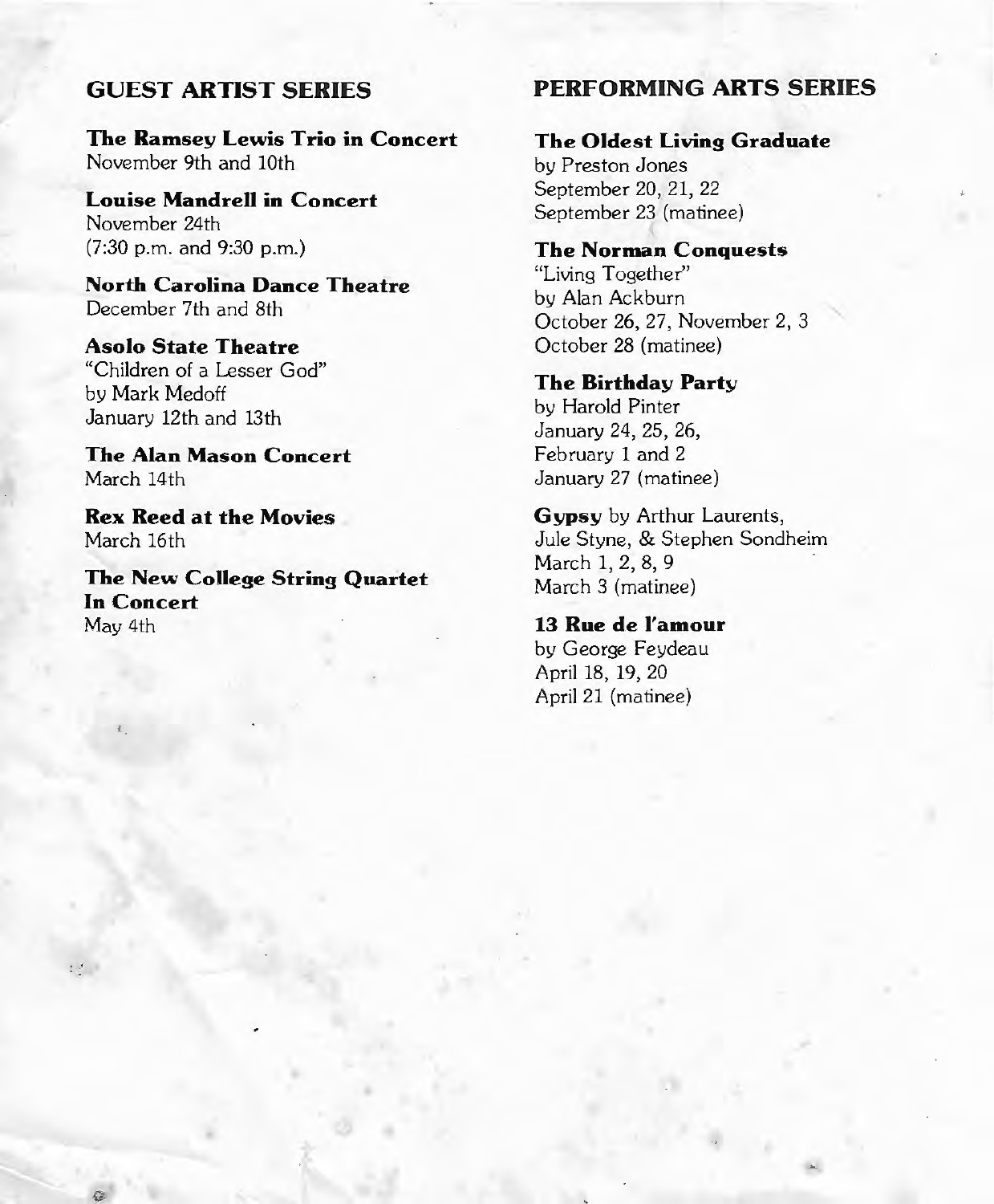## GUEST ARTIST SERIES

**The Ramsey Lewis Trio in Concert**
November 9th and 10th

**Louise Mandrell in Concert**
November 24th
(7:30 p.m. and 9:30 p.m.)

**North Carolina Dance Theatre**
December 7th and 8th

**Asolo State Theatre**
"Children of a Lesser God"
by Mark Medoff
January 12th and 13th

**The Alan Mason Concert**
March 14th

**Rex Reed at the Movies**
March 16th

**The New College String Quartet In Concert**
May 4th

## PERFORMING ARTS SERIES

**The Oldest Living Graduate**
by Preston Jones
September 20, 21, 22
September 23 (matinee)

**The Norman Conquests**
"Living Together"
by Alan Ackburn
October 26, 27, November 2, 3
October 28 (matinee)

**The Birthday Party**
by Harold Pinter
January 24, 25, 26,
February 1 and 2
January 27 (matinee)

**Gypsy** by Arthur Laurents,
Jule Styne, & Stephen Sondheim
March 1, 2, 8, 9
March 3 (matinee)

**13 Rue de l'amour**
by George Feydeau
April 18, 19, 20
April 21 (matinee)